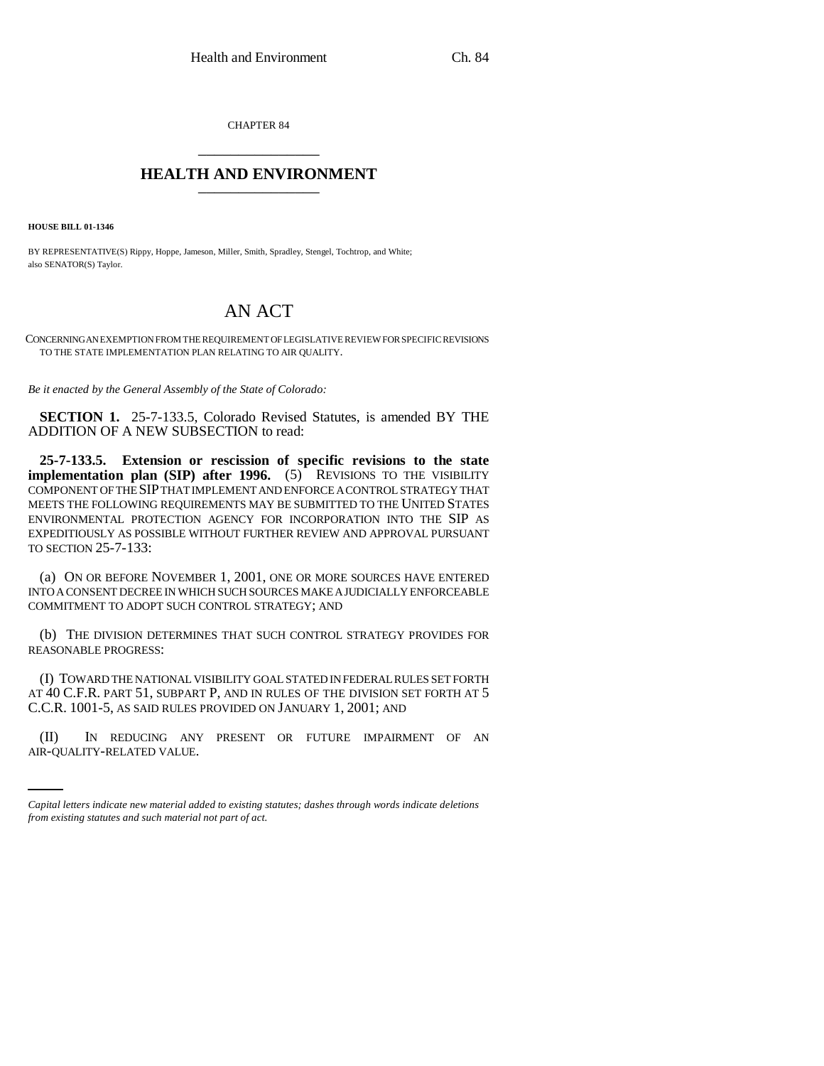CHAPTER 84

# HEALTH AND ENVIRONMENT

**HOUSE BILL 01-1346**

BY REPRESENTATIVE(S) Rippy, Hoppe, Jameson, Miller, Smith, Spradley, Stengel, Tochtrop, and White; also SENATOR(S) Taylor.

## AN ACT

CONCERNING AN EXEMPTION FROM THE REQUIREMENT OF LEGISLATIVE REVIEW FOR SPECIFIC REVISIONS TO THE STATE IMPLEMENTATION PLAN RELATING TO AIR QUALITY.

*Be it enacted by the General Assembly of the State of Colorado:*

**SECTION 1.** 25-7-133.5, Colorado Revised Statutes, is amended BY THE ADDITION OF A NEW SUBSECTION to read:

**25-7-133.5. Extension or rescission of specific revisions to the state implementation plan (SIP) after 1996.** (5) REVISIONS TO THE VISIBILITY COMPONENT OF THE SIP THAT IMPLEMENT AND ENFORCE A CONTROL STRATEGY THAT MEETS THE FOLLOWING REQUIREMENTS MAY BE SUBMITTED TO THE UNITED STATES ENVIRONMENTAL PROTECTION AGENCY FOR INCORPORATION INTO THE SIP AS EXPEDITIOUSLY AS POSSIBLE WITHOUT FURTHER REVIEW AND APPROVAL PURSUANT TO SECTION 25-7-133:

(a) ON OR BEFORE NOVEMBER 1, 2001, ONE OR MORE SOURCES HAVE ENTERED INTO A CONSENT DECREE IN WHICH SUCH SOURCES MAKE A JUDICIALLY ENFORCEABLE COMMITMENT TO ADOPT SUCH CONTROL STRATEGY; AND

(b) THE DIVISION DETERMINES THAT SUCH CONTROL STRATEGY PROVIDES FOR REASONABLE PROGRESS:

(I) TOWARD THE NATIONAL VISIBILITY GOAL STATED IN FEDERAL RULES SET FORTH AT 40 C.F.R. PART 51, SUBPART P, AND IN RULES OF THE DIVISION SET FORTH AT 5 C.C.R. 1001-5, AS SAID RULES PROVIDED ON JANUARY 1, 2001; AND

(II) IN REDUCING ANY PRESENT OR FUTURE IMPAIRMENT OF AN AIR-QUALITY-RELATED VALUE.

*Capital letters indicate new material added to existing statutes; dashes through words indicate deletions from existing statutes and such material not part of act.*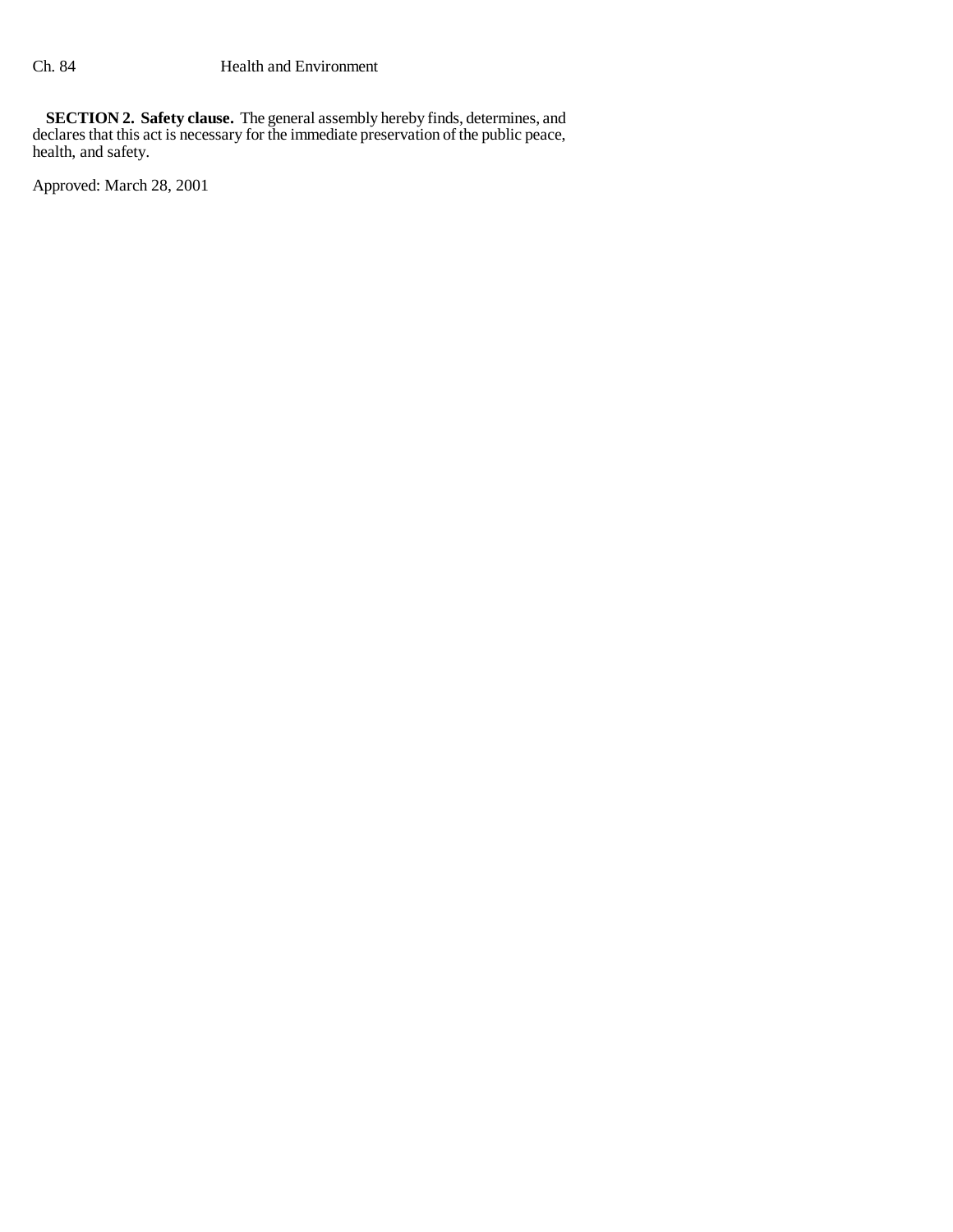**SECTION 2. Safety clause.** The general assembly hereby finds, determines, and declares that this act is necessary for the immediate preservation of the public peace, health, and safety.

Approved: March 28, 2001